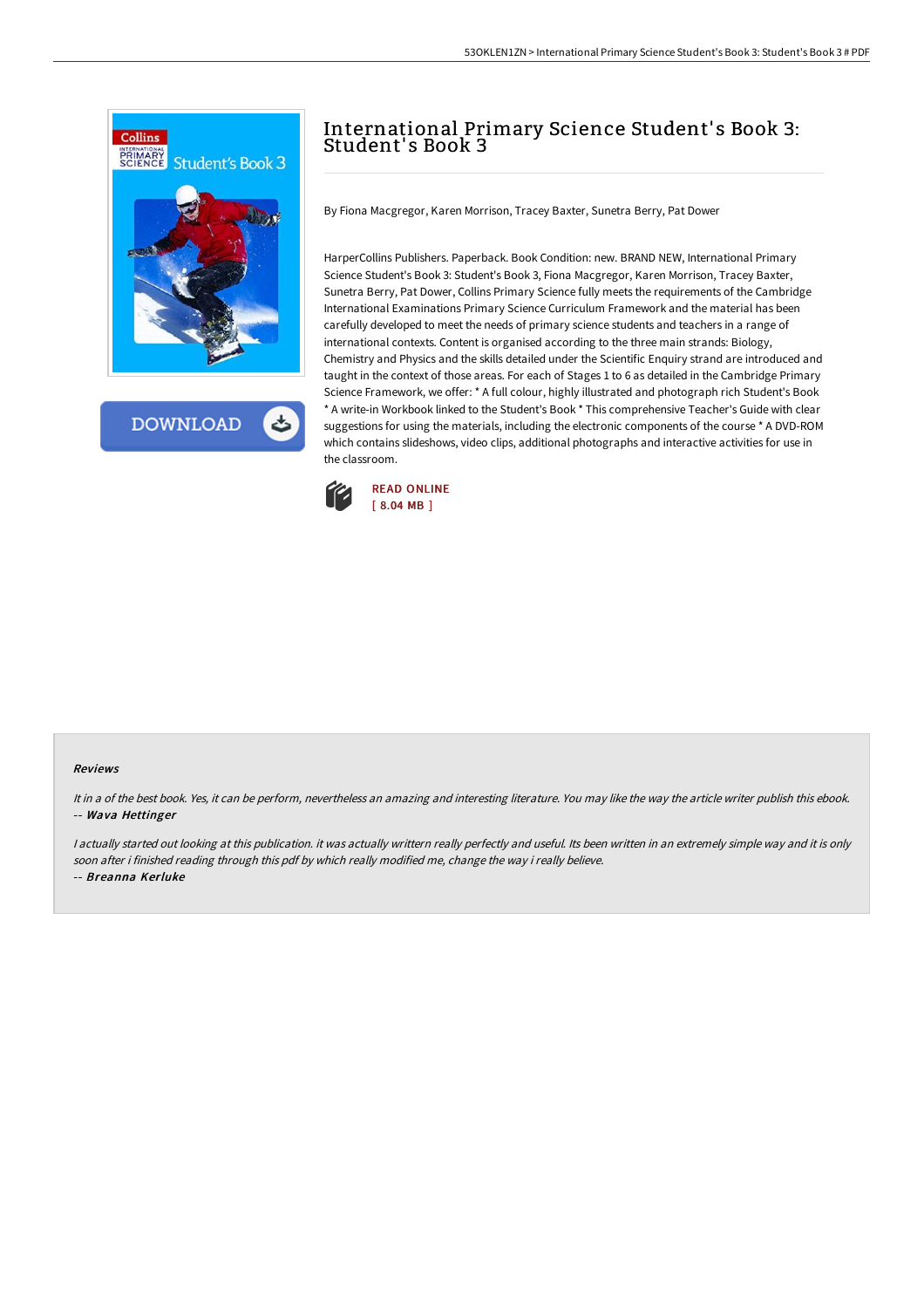# International Primary Science Student's Book 3: Student's Book 3

By Fiona Macgregor, Karen Morrison, Tracey Baxter, Sunetra Berry, Pat Dower

HarperCollins Publishers. Paperback. Book Condition: new. BRAND NEW, International Primary Science Student's Book 3: Student's Book 3, Fiona Macgregor, Karen Morrison, Tracey Baxter, Sunetra Berry, Pat Dower, Collins Primary Science fully meets the requirements of the Cambridge International Examinations Primary Science Curriculum Framework and the material has been carefully developed to meet the needs of primary science students and teachers in a range of international contexts. Content is organised according to the three main strands: Biology, Chemistry and Physics and the skills detailed under the Scientific Enquiry strand are introduced and taught in the context of those areas. For each of Stages 1 to 6 as detailed in the Cambridge Primary Science Framework, we offer: * A full colour, highly illustrated and photograph rich Student's Book * A write-in Workbook linked to the Student's Book * This comprehensive Teacher's Guide with clear suggestions for using the materials, including the electronic components of the course * A DVD-ROM which contains slideshows, video clips, additional photographs and interactive activities for use in the classroom.

READ ONLINE
[ 8.04 MB ]

### Reviews

*It in a of the best book. Yes, it can be perform, nevertheless an amazing and interesting literature. You may like the way the article writer publish this ebook.*
-- ***Wava Hettinger***

*I actually started out looking at this publication. it was actually writtern really perfectly and useful. Its been written in an extremely simple way and it is only soon after i finished reading through this pdf by which really modified me, change the way i really believe.*
-- ***Breanna Kerluke***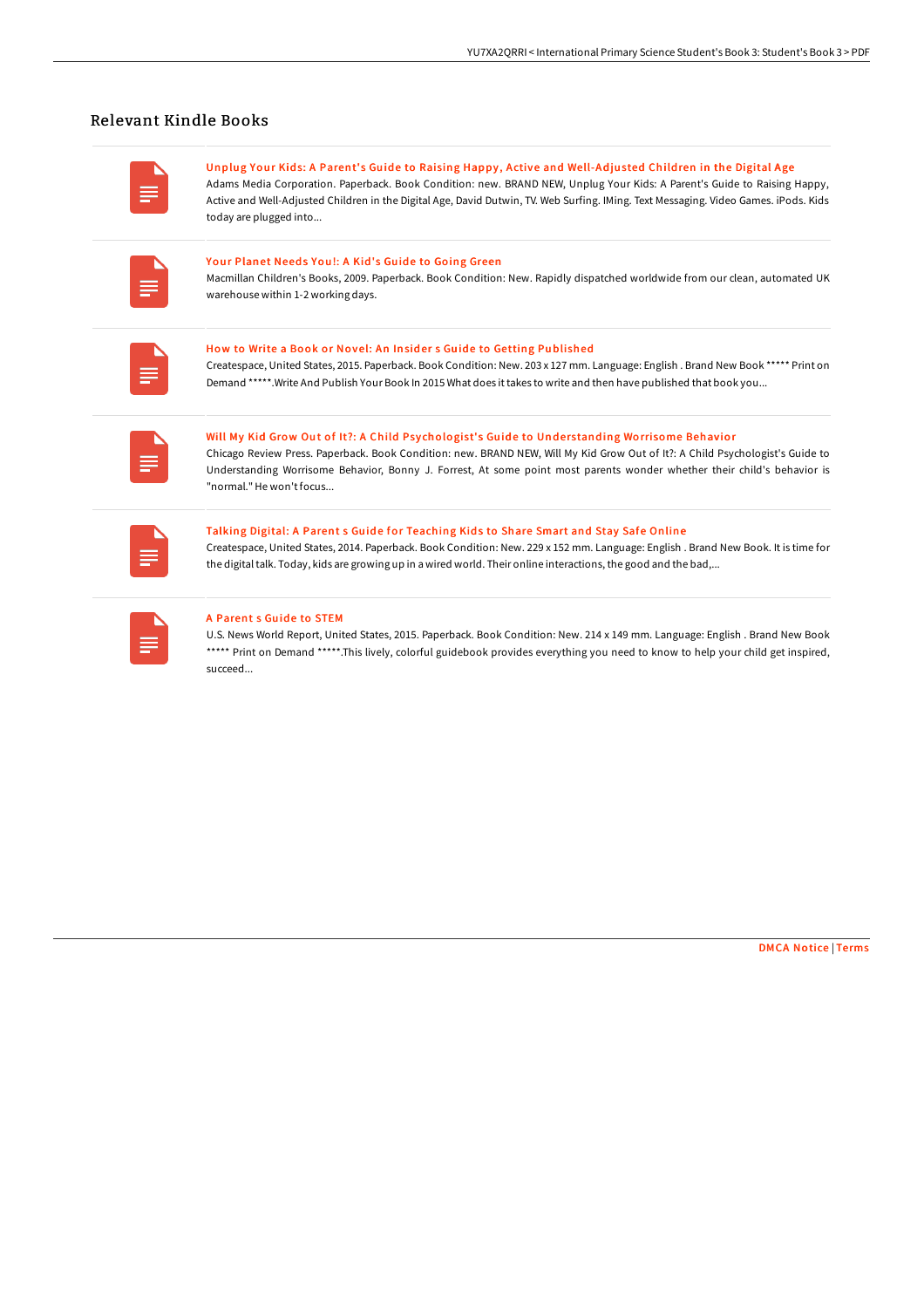## Relevant Kindle Books

### Unplug Your Kids: A Parent's Guide to Raising Happy, Active and Well-Adjusted Children in the Digital Age

Adams Media Corporation. Paperback. Book Condition: new. BRAND NEW, Unplug Your Kids: A Parent's Guide to Raising Happy, Active and Well-Adjusted Children in the Digital Age, David Dutwin, TV. Web Surfing. IMing. Text Messaging. Video Games. iPods. Kids today are plugged into...

### Your Planet Needs You!: A Kid's Guide to Going Green

Macmillan Children's Books, 2009. Paperback. Book Condition: New. Rapidly dispatched worldwide from our clean, automated UK warehouse within 1-2 working days.

### How to Write a Book or Novel: An Insider s Guide to Getting Published

Createspace, United States, 2015. Paperback. Book Condition: New. 203 x 127 mm. Language: English . Brand New Book ***** Print on Demand *****.Write And Publish Your Book In 2015 What does it takes to write and then have published that book you...

### Will My Kid Grow Out of It?: A Child Psychologist's Guide to Understanding Worrisome Behavior

Chicago Review Press. Paperback. Book Condition: new. BRAND NEW, Will My Kid Grow Out of It?: A Child Psychologist's Guide to Understanding Worrisome Behavior, Bonny J. Forrest, At some point most parents wonder whether their child's behavior is "normal." He won't focus...

### Talking Digital: A Parent s Guide for Teaching Kids to Share Smart and Stay Safe Online

Createspace, United States, 2014. Paperback. Book Condition: New. 229 x 152 mm. Language: English . Brand New Book. It is time for the digital talk. Today, kids are growing up in a wired world. Their online interactions, the good and the bad,...

### A Parent s Guide to STEM

U.S. News World Report, United States, 2015. Paperback. Book Condition: New. 214 x 149 mm. Language: English . Brand New Book ***** Print on Demand *****.This lively, colorful guidebook provides everything you need to know to help your child get inspired, succeed...